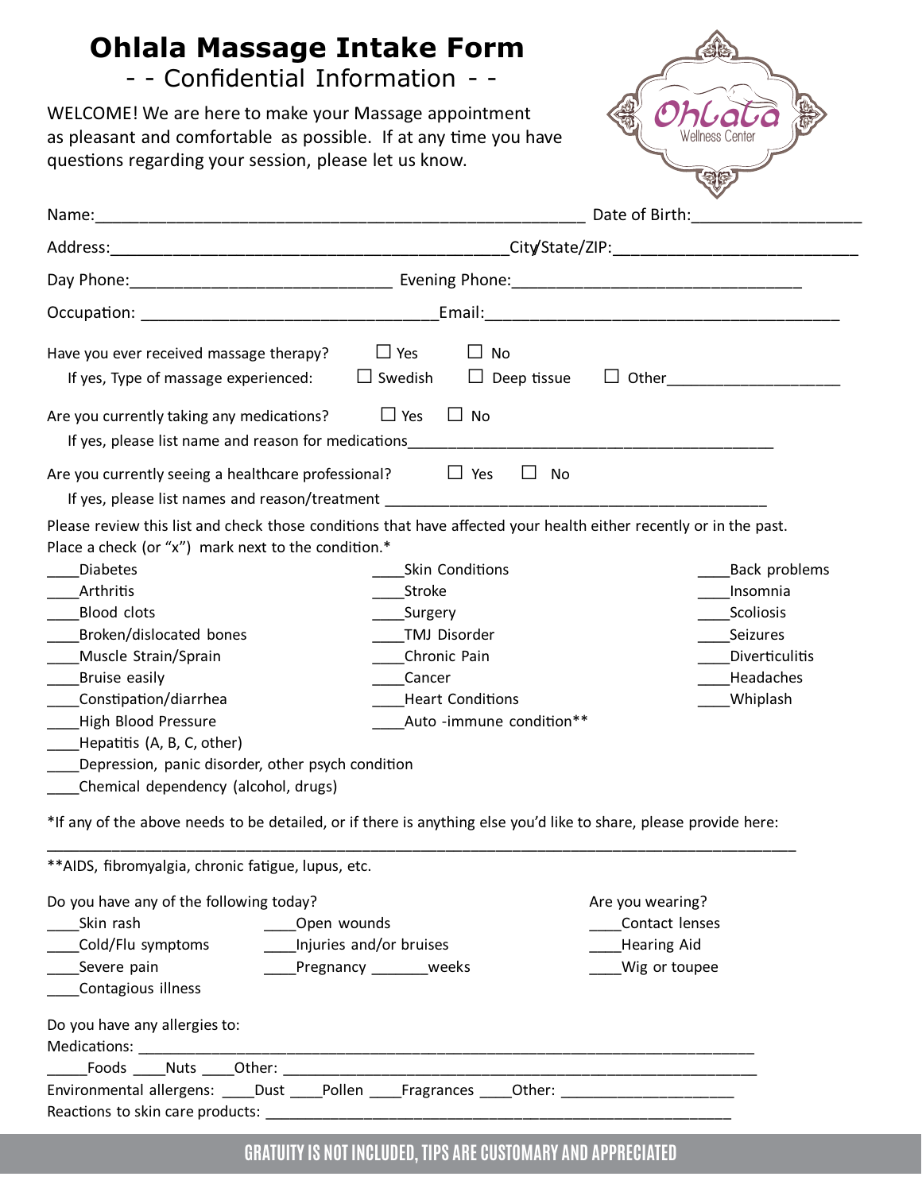# Ohlala Massage Intake Form

## - - Confidential Information - -

WELCOME! We are here to make your Massage appointment as pleasant and comfortable as possible. If at any time you have questions regarding your session, please let us know.

Name:_______________________________________________ Date of Birth:_______________

Address:_______________________________________City/State/ZIP:_____________________

Day Phone:_______________________ Evening Phone:___________________________

Occupation: _________________________Email:_________________________________

Have you ever received massage therapy? ☐ Yes ☐ No

If yes, Type of massage experienced: ☐ Swedish ☐ Deep tissue ☐ Other________________

Are you currently taking any medications? ☐ Yes ☐ No

If yes, please list name and reason for medications____________________________________

Are you currently seeing a healthcare professional? ☐ Yes ☐ No

If yes, please list names and reason/treatment _______________________________________

Please review this list and check those conditions that have affected your health either recently or in the past. Place a check (or "x") mark next to the condition.*

____Diabetes
____Arthritis
____Blood clots
____Broken/dislocated bones
____Muscle Strain/Sprain
____Bruise easily
____Constipation/diarrhea
____High Blood Pressure
____Hepatitis (A, B, C, other)
____Depression, panic disorder, other psych condition
____Chemical dependency (alcohol, drugs)
____Skin Conditions
____Stroke
____Surgery
____TMJ Disorder
____Chronic Pain
____Cancer
____Heart Conditions
____Auto -immune condition**
____Back problems
____Insomnia
____Scoliosis
____Seizures
____Diverticulitis
____Headaches
____Whiplash

*If any of the above needs to be detailed, or if there is anything else you'd like to share, please provide here:

__________________________________________________________________________

**AIDS, fibromyalgia, chronic fatigue, lupus, etc.

Do you have any of the following today?

____Skin rash
____Cold/Flu symptoms
____Severe pain
____Contagious illness
____Open wounds
____Injuries and/or bruises
____Pregnancy _______weeks

Are you wearing?

____Contact lenses
____Hearing Aid
____Wig or toupee

Do you have any allergies to:

Medications: ____________________________________________________________

_____Foods ____Nuts ____Other: ___________________________________________

Environmental allergens: ____Dust ____Pollen ____Fragrances ____Other: ________________

Reactions to skin care products: _______________________________________________

**GRATUITY IS NOT INCLUDED, TIPS ARE CUSTOMARY AND APPRECIATED**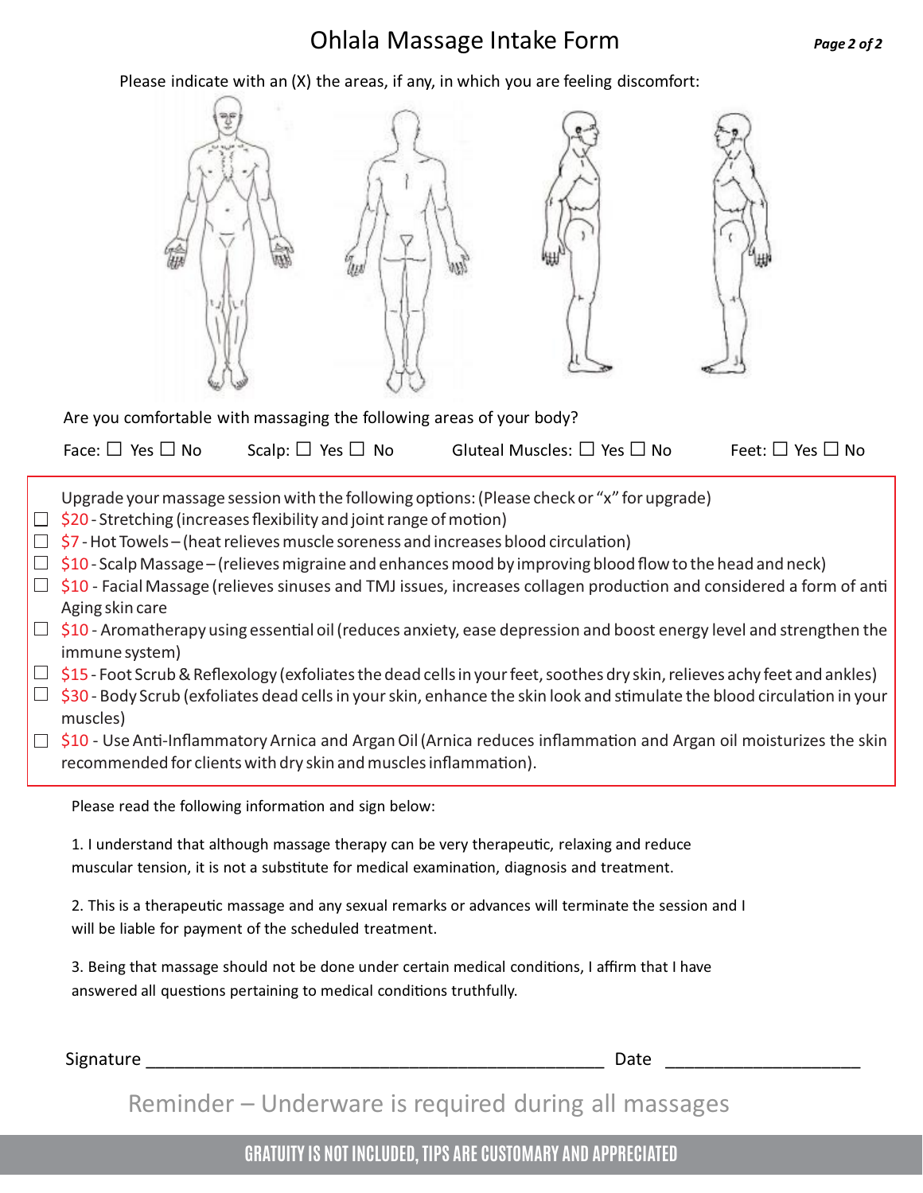# Ohlala Massage Intake Form

Please indicate with an (X) the areas, if any, in which you are feeling discomfort:

Are you comfortable with massaging the following areas of your body?

Face: ☐ Yes ☐ No Scalp: ☐ Yes ☐ No Gluteal Muscles: ☐ Yes ☐ No Feet: ☐ Yes ☐ No

Upgrade your massage session with the following options: (Please check or "x" for upgrade)

- ☐ $20 - Stretching (increases flexibility and joint range of motion)
- ☐ $7 - Hot Towels – (heat relieves muscle soreness and increases blood circulation)
- ☐ $10 - Scalp Massage – (relieves migraine and enhances mood by improving blood flow to the head and neck)
- ☐ $10 - Facial Massage (relieves sinuses and TMJ issues, increases collagen production and considered a form of anti Aging skin care
- ☐ $10 - Aromatherapy using essential oil (reduces anxiety, ease depression and boost energy level and strengthen the immune system)
- ☐ $15 - Foot Scrub & Reflexology (exfoliates the dead cells in your feet, soothes dry skin, relieves achy feet and ankles)
- ☐ $30 - Body Scrub (exfoliates dead cells in your skin, enhance the skin look and stimulate the blood circulation in your muscles)
- ☐ $10 - Use Anti-Inflammatory Arnica and Argan Oil (Arnica reduces inflammation and Argan oil moisturizes the skin recommended for clients with dry skin and muscles inflammation).

Please read the following information and sign below:

1. I understand that although massage therapy can be very therapeutic, relaxing and reduce muscular tension, it is not a substitute for medical examination, diagnosis and treatment.

2. This is a therapeutic massage and any sexual remarks or advances will terminate the session and I will be liable for payment of the scheduled treatment.

3. Being that massage should not be done under certain medical conditions, I affirm that I have answered all questions pertaining to medical conditions truthfully.

Signature ______________________________________________ Date ____________________

Reminder – Underware is required during all massages

**GRATUITY IS NOT INCLUDED, TIPS ARE CUSTOMARY AND APPRECIATED**